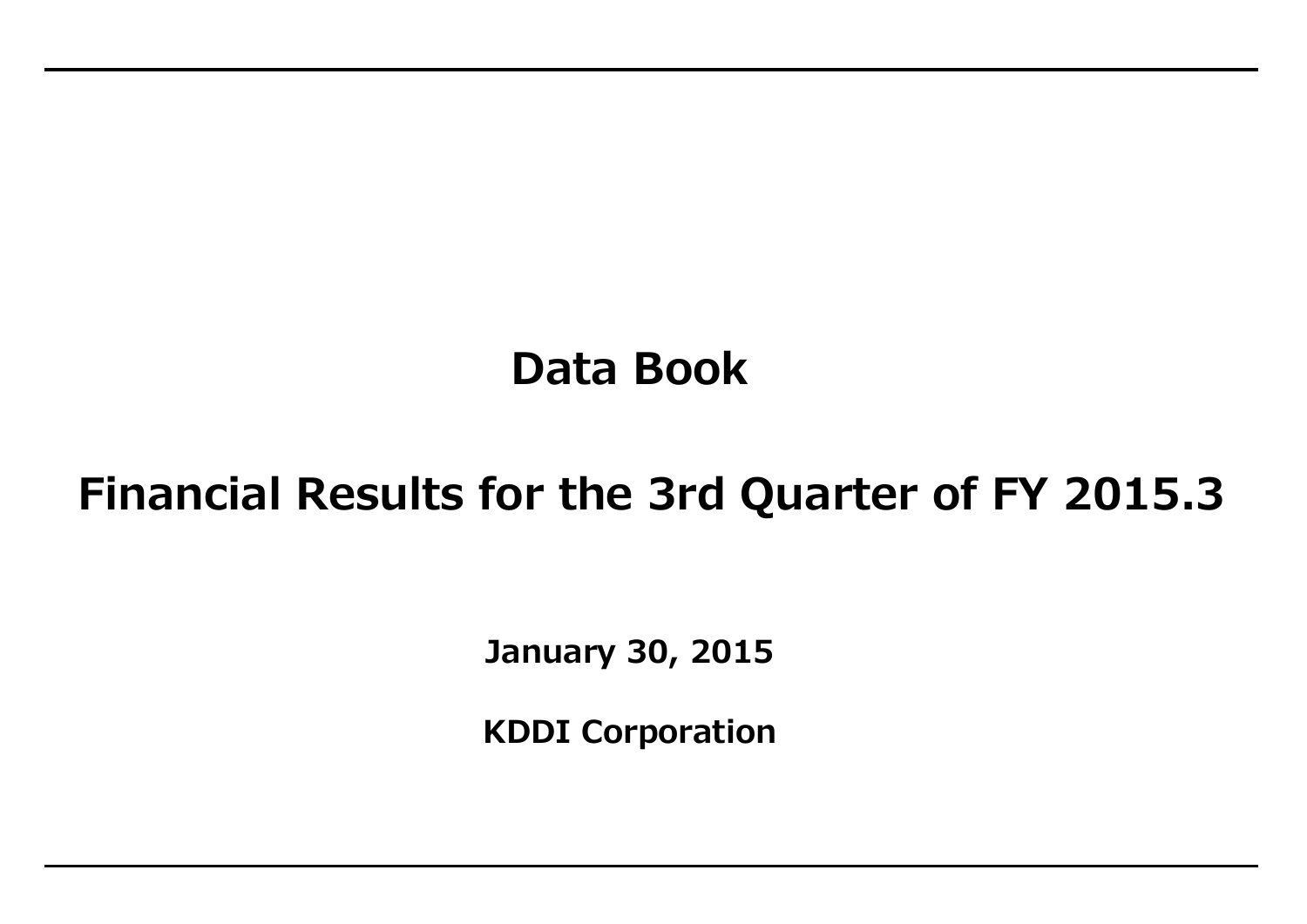# Data Book

## Financial Results for the 3rd Quarter of FY 2015.3

**January 30, 2015**

**KDDI Corporation**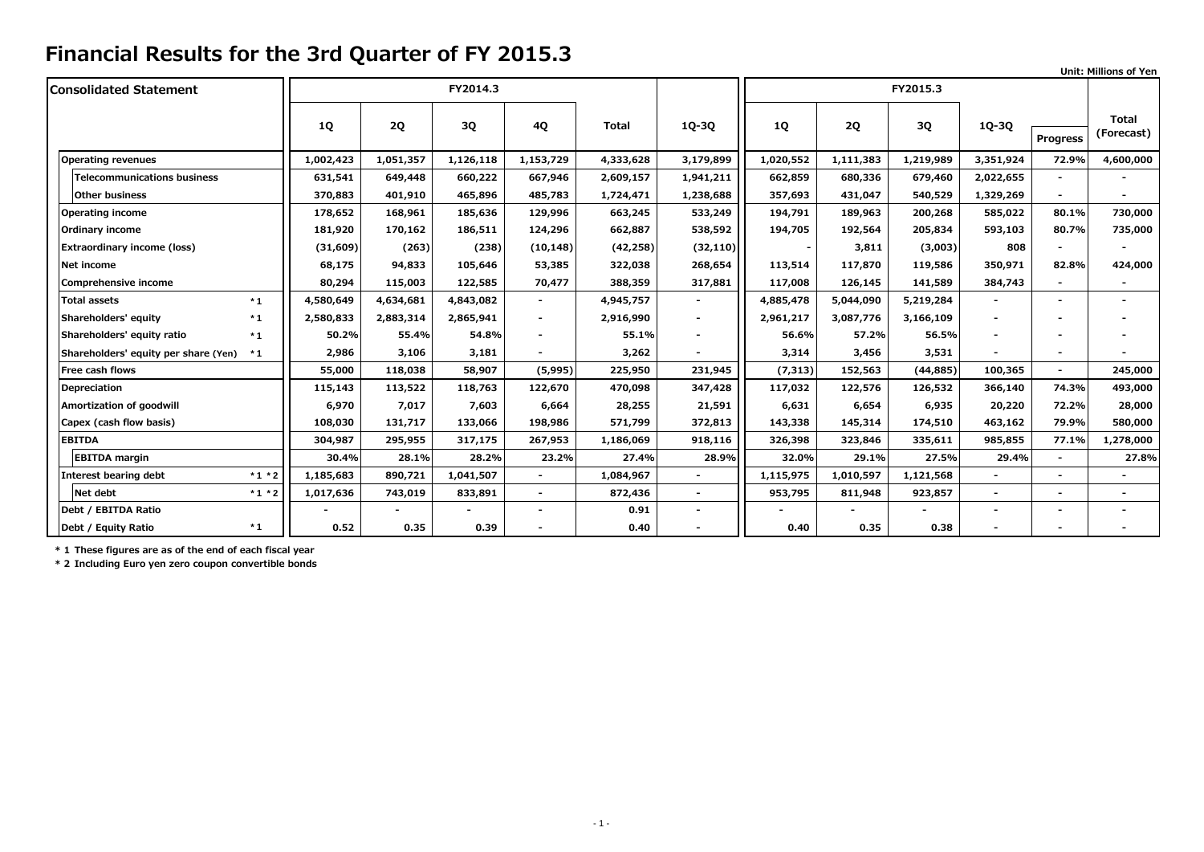# Financial Results for the 3rd Quarter of FY 2015.3

Unit: Millions of Yen

| Consolidated Statement | | FY2014.3 | | | | | | FY2015.3 | | | | | |
|---|---|---|---|---|---|---|---|---|---|---|---|---|---|
| | | 1Q | 2Q | 3Q | 4Q | Total | 1Q-3Q | 1Q | 2Q | 3Q | 1Q-3Q | Progress | Total (Forecast) |
| Operating revenues | | 1,002,423 | 1,051,357 | 1,126,118 | 1,153,729 | 4,333,628 | 3,179,899 | 1,020,552 | 1,111,383 | 1,219,989 | 3,351,924 | 72.9% | 4,600,000 |
| Telecommunications business | | 631,541 | 649,448 | 660,222 | 667,946 | 2,609,157 | 1,941,211 | 662,859 | 680,336 | 679,460 | 2,022,655 | - | - |
| Other business | | 370,883 | 401,910 | 465,896 | 485,783 | 1,724,471 | 1,238,688 | 357,693 | 431,047 | 540,529 | 1,329,269 | - | - |
| Operating income | | 178,652 | 168,961 | 185,636 | 129,996 | 663,245 | 533,249 | 194,791 | 189,963 | 200,268 | 585,022 | 80.1% | 730,000 |
| Ordinary income | | 181,920 | 170,162 | 186,511 | 124,296 | 662,887 | 538,592 | 194,705 | 192,564 | 205,834 | 593,103 | 80.7% | 735,000 |
| Extraordinary income (loss) | | (31,609) | (263) | (238) | (10,148) | (42,258) | (32,110) | - | 3,811 | (3,003) | 808 | - | - |
| Net income | | 68,175 | 94,833 | 105,646 | 53,385 | 322,038 | 268,654 | 113,514 | 117,870 | 119,586 | 350,971 | 82.8% | 424,000 |
| Comprehensive income | | 80,294 | 115,003 | 122,585 | 70,477 | 388,359 | 317,881 | 117,008 | 126,145 | 141,589 | 384,743 | - | - |
| Total assets | *1 | 4,580,649 | 4,634,681 | 4,843,082 | - | 4,945,757 | - | 4,885,478 | 5,044,090 | 5,219,284 | - | - | - |
| Shareholders' equity | *1 | 2,580,833 | 2,883,314 | 2,865,941 | - | 2,916,990 | - | 2,961,217 | 3,087,776 | 3,166,109 | - | - | - |
| Shareholders' equity ratio | *1 | 50.2% | 55.4% | 54.8% | - | 55.1% | - | 56.6% | 57.2% | 56.5% | - | - | - |
| Shareholders' equity per share (Yen) | *1 | 2,986 | 3,106 | 3,181 | - | 3,262 | - | 3,314 | 3,456 | 3,531 | - | - | - |
| Free cash flows | | 55,000 | 118,038 | 58,907 | (5,995) | 225,950 | 231,945 | (7,313) | 152,563 | (44,885) | 100,365 | - | 245,000 |
| Depreciation | | 115,143 | 113,522 | 118,763 | 122,670 | 470,098 | 347,428 | 117,032 | 122,576 | 126,532 | 366,140 | 74.3% | 493,000 |
| Amortization of goodwill | | 6,970 | 7,017 | 7,603 | 6,664 | 28,255 | 21,591 | 6,631 | 6,654 | 6,935 | 20,220 | 72.2% | 28,000 |
| Capex (cash flow basis) | | 108,030 | 131,717 | 133,066 | 198,986 | 571,799 | 372,813 | 143,338 | 145,314 | 174,510 | 463,162 | 79.9% | 580,000 |
| EBITDA | | 304,987 | 295,955 | 317,175 | 267,953 | 1,186,069 | 918,116 | 326,398 | 323,846 | 335,611 | 985,855 | 77.1% | 1,278,000 |
| EBITDA margin | | 30.4% | 28.1% | 28.2% | 23.2% | 27.4% | 28.9% | 32.0% | 29.1% | 27.5% | 29.4% | - | 27.8% |
| Interest bearing debt | *1 *2 | 1,185,683 | 890,721 | 1,041,507 | - | 1,084,967 | - | 1,115,975 | 1,010,597 | 1,121,568 | - | - | - |
| Net debt | *1 *2 | 1,017,636 | 743,019 | 833,891 | - | 872,436 | - | 953,795 | 811,948 | 923,857 | - | - | - |
| Debt / EBITDA Ratio | | - | - | - | - | 0.91 | - | - | - | - | - | - | - |
| Debt / Equity Ratio | *1 | 0.52 | 0.35 | 0.39 | - | 0.40 | - | 0.40 | 0.35 | 0.38 | - | - | - |

* 1 These figures are as of the end of each fiscal year

* 2 Including Euro yen zero coupon convertible bonds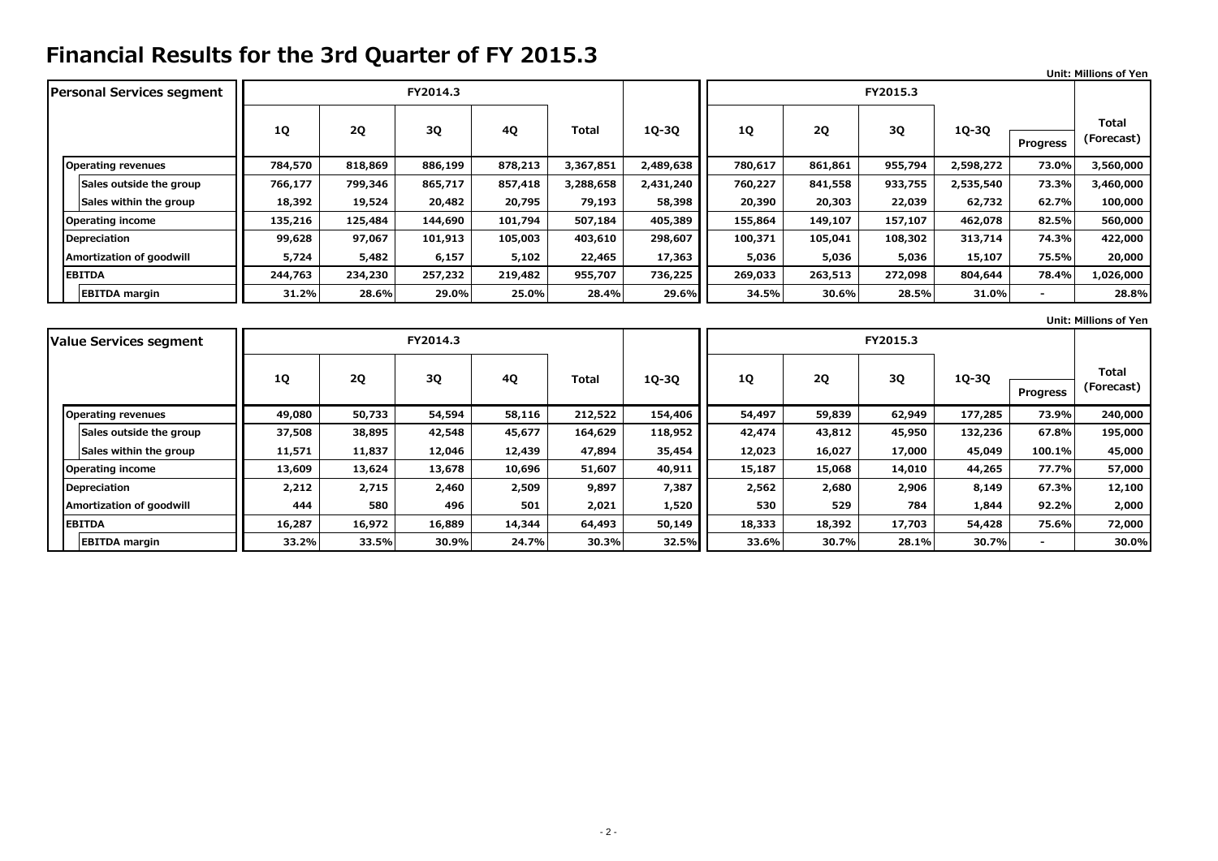# Financial Results for the 3rd Quarter of FY 2015.3

Unit: Millions of Yen

| Personal Services segment | FY2014.3 | | | | | | FY2015.3 | | | | | |
|---|---|---|---|---|---|---|---|---|---|---|---|---|
| | 1Q | 2Q | 3Q | 4Q | Total | 1Q-3Q | 1Q | 2Q | 3Q | 1Q-3Q | Progress | Total (Forecast) |
| Operating revenues | 784,570 | 818,869 | 886,199 | 878,213 | 3,367,851 | 2,489,638 | 780,617 | 861,861 | 955,794 | 2,598,272 | 73.0% | 3,560,000 |
| Sales outside the group | 766,177 | 799,346 | 865,717 | 857,418 | 3,288,658 | 2,431,240 | 760,227 | 841,558 | 933,755 | 2,535,540 | 73.3% | 3,460,000 |
| Sales within the group | 18,392 | 19,524 | 20,482 | 20,795 | 79,193 | 58,398 | 20,390 | 20,303 | 22,039 | 62,732 | 62.7% | 100,000 |
| Operating income | 135,216 | 125,484 | 144,690 | 101,794 | 507,184 | 405,389 | 155,864 | 149,107 | 157,107 | 462,078 | 82.5% | 560,000 |
| Depreciation | 99,628 | 97,067 | 101,913 | 105,003 | 403,610 | 298,607 | 100,371 | 105,041 | 108,302 | 313,714 | 74.3% | 422,000 |
| Amortization of goodwill | 5,724 | 5,482 | 6,157 | 5,102 | 22,465 | 17,363 | 5,036 | 5,036 | 5,036 | 15,107 | 75.5% | 20,000 |
| EBITDA | 244,763 | 234,230 | 257,232 | 219,482 | 955,707 | 736,225 | 269,033 | 263,513 | 272,098 | 804,644 | 78.4% | 1,026,000 |
| EBITDA margin | 31.2% | 28.6% | 29.0% | 25.0% | 28.4% | 29.6% | 34.5% | 30.6% | 28.5% | 31.0% | - | 28.8% |

Unit: Millions of Yen

| Value Services segment | FY2014.3 | | | | | | FY2015.3 | | | | | |
|---|---|---|---|---|---|---|---|---|---|---|---|---|
| | 1Q | 2Q | 3Q | 4Q | Total | 1Q-3Q | 1Q | 2Q | 3Q | 1Q-3Q | Progress | Total (Forecast) |
| Operating revenues | 49,080 | 50,733 | 54,594 | 58,116 | 212,522 | 154,406 | 54,497 | 59,839 | 62,949 | 177,285 | 73.9% | 240,000 |
| Sales outside the group | 37,508 | 38,895 | 42,548 | 45,677 | 164,629 | 118,952 | 42,474 | 43,812 | 45,950 | 132,236 | 67.8% | 195,000 |
| Sales within the group | 11,571 | 11,837 | 12,046 | 12,439 | 47,894 | 35,454 | 12,023 | 16,027 | 17,000 | 45,049 | 100.1% | 45,000 |
| Operating income | 13,609 | 13,624 | 13,678 | 10,696 | 51,607 | 40,911 | 15,187 | 15,068 | 14,010 | 44,265 | 77.7% | 57,000 |
| Depreciation | 2,212 | 2,715 | 2,460 | 2,509 | 9,897 | 7,387 | 2,562 | 2,680 | 2,906 | 8,149 | 67.3% | 12,100 |
| Amortization of goodwill | 444 | 580 | 496 | 501 | 2,021 | 1,520 | 530 | 529 | 784 | 1,844 | 92.2% | 2,000 |
| EBITDA | 16,287 | 16,972 | 16,889 | 14,344 | 64,493 | 50,149 | 18,333 | 18,392 | 17,703 | 54,428 | 75.6% | 72,000 |
| EBITDA margin | 33.2% | 33.5% | 30.9% | 24.7% | 30.3% | 32.5% | 33.6% | 30.7% | 28.1% | 30.7% | - | 30.0% |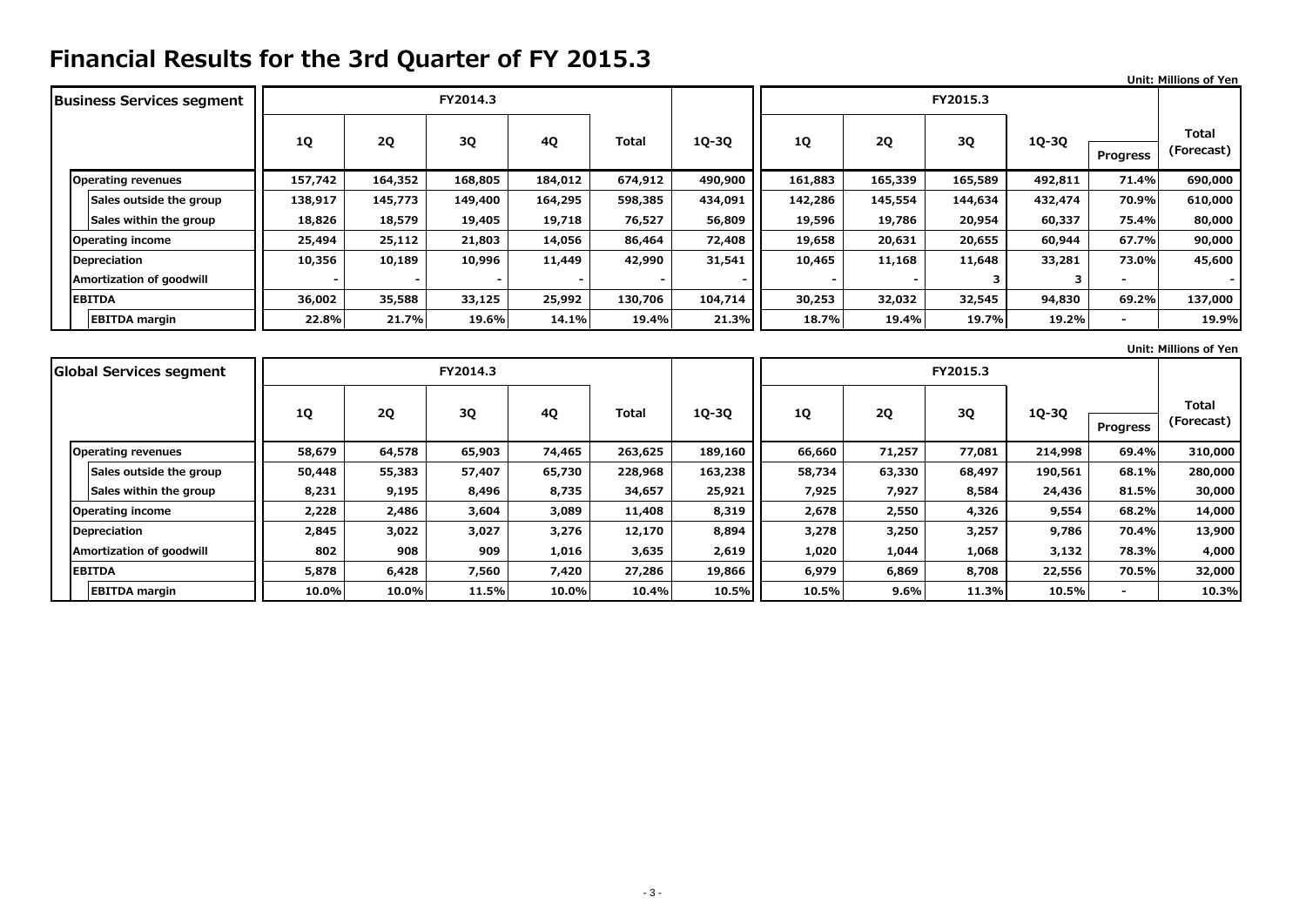# Financial Results for the 3rd Quarter of FY 2015.3

Unit: Millions of Yen

| Business Services segment | FY2014.3 | | | | | | FY2015.3 | | | | | |
|---|---|---|---|---|---|---|---|---|---|---|---|---|
| | 1Q | 2Q | 3Q | 4Q | Total | 1Q-3Q | 1Q | 2Q | 3Q | 1Q-3Q | Progress | Total (Forecast) |
| Operating revenues | 157,742 | 164,352 | 168,805 | 184,012 | 674,912 | 490,900 | 161,883 | 165,339 | 165,589 | 492,811 | 71.4% | 690,000 |
| Sales outside the group | 138,917 | 145,773 | 149,400 | 164,295 | 598,385 | 434,091 | 142,286 | 145,554 | 144,634 | 432,474 | 70.9% | 610,000 |
| Sales within the group | 18,826 | 18,579 | 19,405 | 19,718 | 76,527 | 56,809 | 19,596 | 19,786 | 20,954 | 60,337 | 75.4% | 80,000 |
| Operating income | 25,494 | 25,112 | 21,803 | 14,056 | 86,464 | 72,408 | 19,658 | 20,631 | 20,655 | 60,944 | 67.7% | 90,000 |
| Depreciation | 10,356 | 10,189 | 10,996 | 11,449 | 42,990 | 31,541 | 10,465 | 11,168 | 11,648 | 33,281 | 73.0% | 45,600 |
| Amortization of goodwill | - | - | - | - | - | - | - | - | 3 | 3 | - | - |
| EBITDA | 36,002 | 35,588 | 33,125 | 25,992 | 130,706 | 104,714 | 30,253 | 32,032 | 32,545 | 94,830 | 69.2% | 137,000 |
| EBITDA margin | 22.8% | 21.7% | 19.6% | 14.1% | 19.4% | 21.3% | 18.7% | 19.4% | 19.7% | 19.2% | - | 19.9% |

Unit: Millions of Yen

| Global Services segment | FY2014.3 | | | | | | FY2015.3 | | | | | |
|---|---|---|---|---|---|---|---|---|---|---|---|---|
| | 1Q | 2Q | 3Q | 4Q | Total | 1Q-3Q | 1Q | 2Q | 3Q | 1Q-3Q | Progress | Total (Forecast) |
| Operating revenues | 58,679 | 64,578 | 65,903 | 74,465 | 263,625 | 189,160 | 66,660 | 71,257 | 77,081 | 214,998 | 69.4% | 310,000 |
| Sales outside the group | 50,448 | 55,383 | 57,407 | 65,730 | 228,968 | 163,238 | 58,734 | 63,330 | 68,497 | 190,561 | 68.1% | 280,000 |
| Sales within the group | 8,231 | 9,195 | 8,496 | 8,735 | 34,657 | 25,921 | 7,925 | 7,927 | 8,584 | 24,436 | 81.5% | 30,000 |
| Operating income | 2,228 | 2,486 | 3,604 | 3,089 | 11,408 | 8,319 | 2,678 | 2,550 | 4,326 | 9,554 | 68.2% | 14,000 |
| Depreciation | 2,845 | 3,022 | 3,027 | 3,276 | 12,170 | 8,894 | 3,278 | 3,250 | 3,257 | 9,786 | 70.4% | 13,900 |
| Amortization of goodwill | 802 | 908 | 909 | 1,016 | 3,635 | 2,619 | 1,020 | 1,044 | 1,068 | 3,132 | 78.3% | 4,000 |
| EBITDA | 5,878 | 6,428 | 7,560 | 7,420 | 27,286 | 19,866 | 6,979 | 6,869 | 8,708 | 22,556 | 70.5% | 32,000 |
| EBITDA margin | 10.0% | 10.0% | 11.5% | 10.0% | 10.4% | 10.5% | 10.5% | 9.6% | 11.3% | 10.5% | - | 10.3% |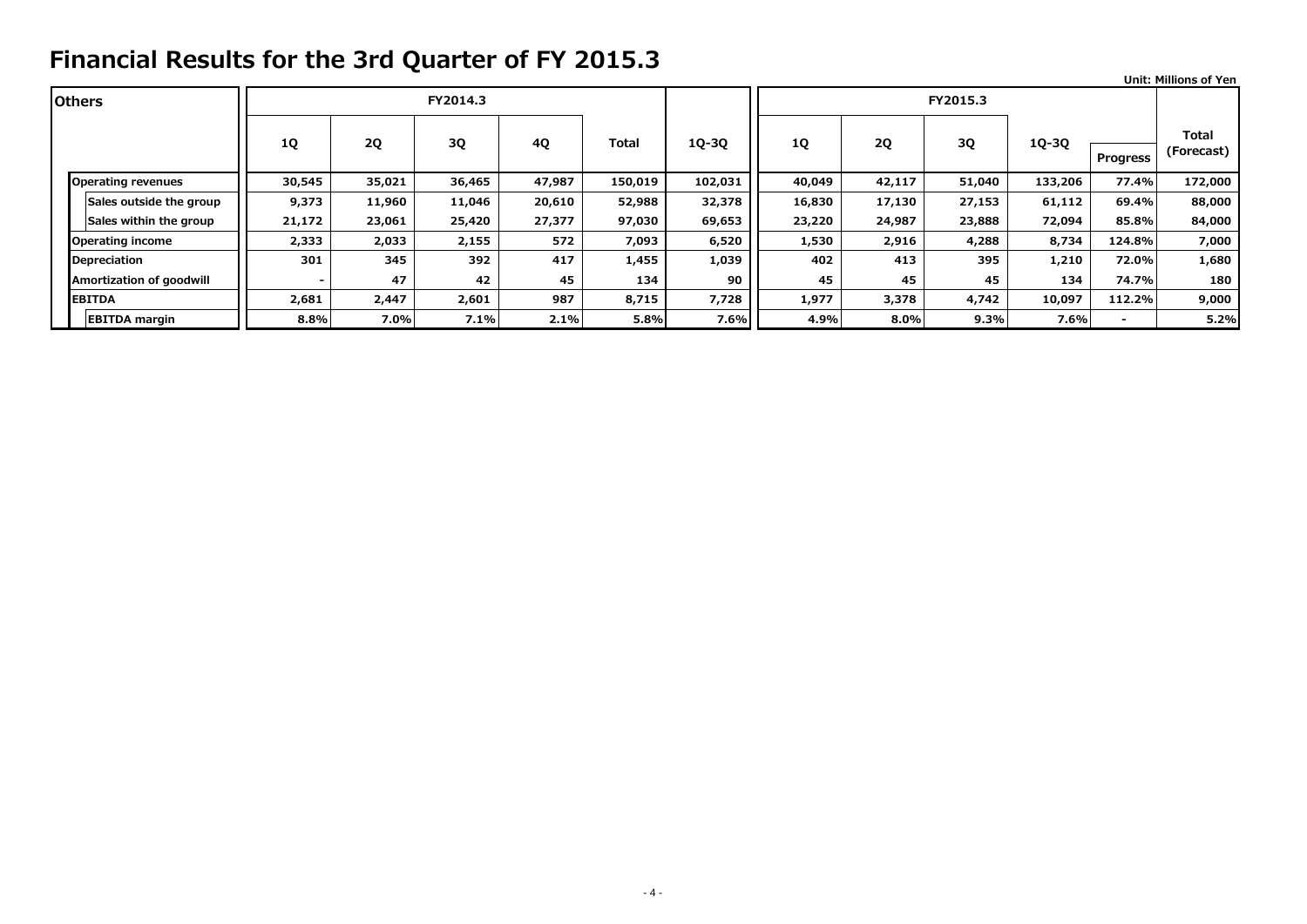# Financial Results for the 3rd Quarter of FY 2015.3

Unit: Millions of Yen

| Others | FY2014.3 | | | | | | FY2015.3 | | | | | |
|---|---|---|---|---|---|---|---|---|---|---|---|---|
| | 1Q | 2Q | 3Q | 4Q | Total | 1Q-3Q | 1Q | 2Q | 3Q | 1Q-3Q | Progress | Total (Forecast) |
| Operating revenues | 30,545 | 35,021 | 36,465 | 47,987 | 150,019 | 102,031 | 40,049 | 42,117 | 51,040 | 133,206 | 77.4% | 172,000 |
| Sales outside the group | 9,373 | 11,960 | 11,046 | 20,610 | 52,988 | 32,378 | 16,830 | 17,130 | 27,153 | 61,112 | 69.4% | 88,000 |
| Sales within the group | 21,172 | 23,061 | 25,420 | 27,377 | 97,030 | 69,653 | 23,220 | 24,987 | 23,888 | 72,094 | 85.8% | 84,000 |
| Operating income | 2,333 | 2,033 | 2,155 | 572 | 7,093 | 6,520 | 1,530 | 2,916 | 4,288 | 8,734 | 124.8% | 7,000 |
| Depreciation | 301 | 345 | 392 | 417 | 1,455 | 1,039 | 402 | 413 | 395 | 1,210 | 72.0% | 1,680 |
| Amortization of goodwill | - | 47 | 42 | 45 | 134 | 90 | 45 | 45 | 45 | 134 | 74.7% | 180 |
| EBITDA | 2,681 | 2,447 | 2,601 | 987 | 8,715 | 7,728 | 1,977 | 3,378 | 4,742 | 10,097 | 112.2% | 9,000 |
| EBITDA margin | 8.8% | 7.0% | 7.1% | 2.1% | 5.8% | 7.6% | 4.9% | 8.0% | 9.3% | 7.6% | - | 5.2% |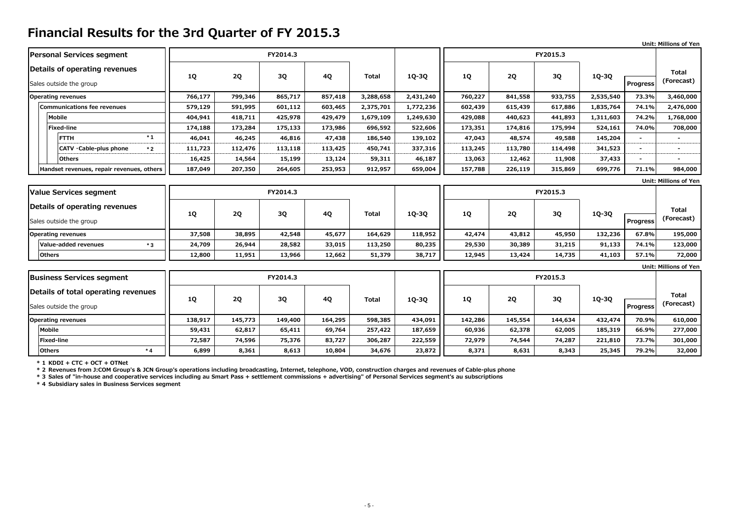# Financial Results for the 3rd Quarter of FY 2015.3

Unit: Millions of Yen

| Personal Services segment<br>Details of operating revenues<br>Sales outside the group | | FY2014.3 1Q | 2Q | 3Q | 4Q | Total | 1Q-3Q | FY2015.3 1Q | 2Q | 3Q | 1Q-3Q | Progress | Total (Forecast) |
|---|---|---|---|---|---|---|---|---|---|---|---|---|---|
| **Operating revenues** | | 766,177 | 799,346 | 865,717 | 857,418 | 3,288,658 | 2,431,240 | 760,227 | 841,558 | 933,755 | 2,535,540 | 73.3% | 3,460,000 |
| Communications fee revenues | | 579,129 | 591,995 | 601,112 | 603,465 | 2,375,701 | 1,772,236 | 602,439 | 615,439 | 617,886 | 1,835,764 | 74.1% | 2,476,000 |
| Mobile | | 404,941 | 418,711 | 425,978 | 429,479 | 1,679,109 | 1,249,630 | 429,088 | 440,623 | 441,893 | 1,311,603 | 74.2% | 1,768,000 |
| Fixed-line | | 174,188 | 173,284 | 175,133 | 173,986 | 696,592 | 522,606 | 173,351 | 174,816 | 175,994 | 524,161 | 74.0% | 708,000 |
| FTTH | *1 | 46,041 | 46,245 | 46,816 | 47,438 | 186,540 | 139,102 | 47,043 | 48,574 | 49,588 | 145,204 | - | - |
| CATV ･Cable-plus phone | *2 | 111,723 | 112,476 | 113,118 | 113,425 | 450,741 | 337,316 | 113,245 | 113,780 | 114,498 | 341,523 | - | - |
| Others | | 16,425 | 14,564 | 15,199 | 13,124 | 59,311 | 46,187 | 13,063 | 12,462 | 11,908 | 37,433 | - | - |
| Handset revenues, repair revenues, others | | 187,049 | 207,350 | 264,605 | 253,953 | 912,957 | 659,004 | 157,788 | 226,119 | 315,869 | 699,776 | 71.1% | 984,000 |

Unit: Millions of Yen

| Value Services segment<br>Details of operating revenues<br>Sales outside the group | | FY2014.3 1Q | 2Q | 3Q | 4Q | Total | 1Q-3Q | FY2015.3 1Q | 2Q | 3Q | 1Q-3Q | Progress | Total (Forecast) |
|---|---|---|---|---|---|---|---|---|---|---|---|---|---|
| **Operating revenues** | | 37,508 | 38,895 | 42,548 | 45,677 | 164,629 | 118,952 | 42,474 | 43,812 | 45,950 | 132,236 | 67.8% | 195,000 |
| Value-added revenues | *3 | 24,709 | 26,944 | 28,582 | 33,015 | 113,250 | 80,235 | 29,530 | 30,389 | 31,215 | 91,133 | 74.1% | 123,000 |
| Others | | 12,800 | 11,951 | 13,966 | 12,662 | 51,379 | 38,717 | 12,945 | 13,424 | 14,735 | 41,103 | 57.1% | 72,000 |

Unit: Millions of Yen

| Business Services segment<br>Details of total operating revenues<br>Sales outside the group | | FY2014.3 1Q | 2Q | 3Q | 4Q | Total | 1Q-3Q | FY2015.3 1Q | 2Q | 3Q | 1Q-3Q | Progress | Total (Forecast) |
|---|---|---|---|---|---|---|---|---|---|---|---|---|---|
| **Operating revenues** | | 138,917 | 145,773 | 149,400 | 164,295 | 598,385 | 434,091 | 142,286 | 145,554 | 144,634 | 432,474 | 70.9% | 610,000 |
| Mobile | | 59,431 | 62,817 | 65,411 | 69,764 | 257,422 | 187,659 | 60,936 | 62,378 | 62,005 | 185,319 | 66.9% | 277,000 |
| Fixed-line | | 72,587 | 74,596 | 75,376 | 83,727 | 306,287 | 222,559 | 72,979 | 74,544 | 74,287 | 221,810 | 73.7% | 301,000 |
| Others | *4 | 6,899 | 8,361 | 8,613 | 10,804 | 34,676 | 23,872 | 8,371 | 8,631 | 8,343 | 25,345 | 79.2% | 32,000 |

* 1 KDDI + CTC + OCT + OTNet
* 2 Revenues from J:COM Group's & JCN Group's operations including broadcasting, Internet, telephone, VOD, construction charges and revenues of Cable-plus phone
* 3 Sales of "in-house and cooperative services including au Smart Pass + settlement commissions + advertising" of Personal Services segment's au subscriptions
* 4 Subsidiary sales in Business Services segment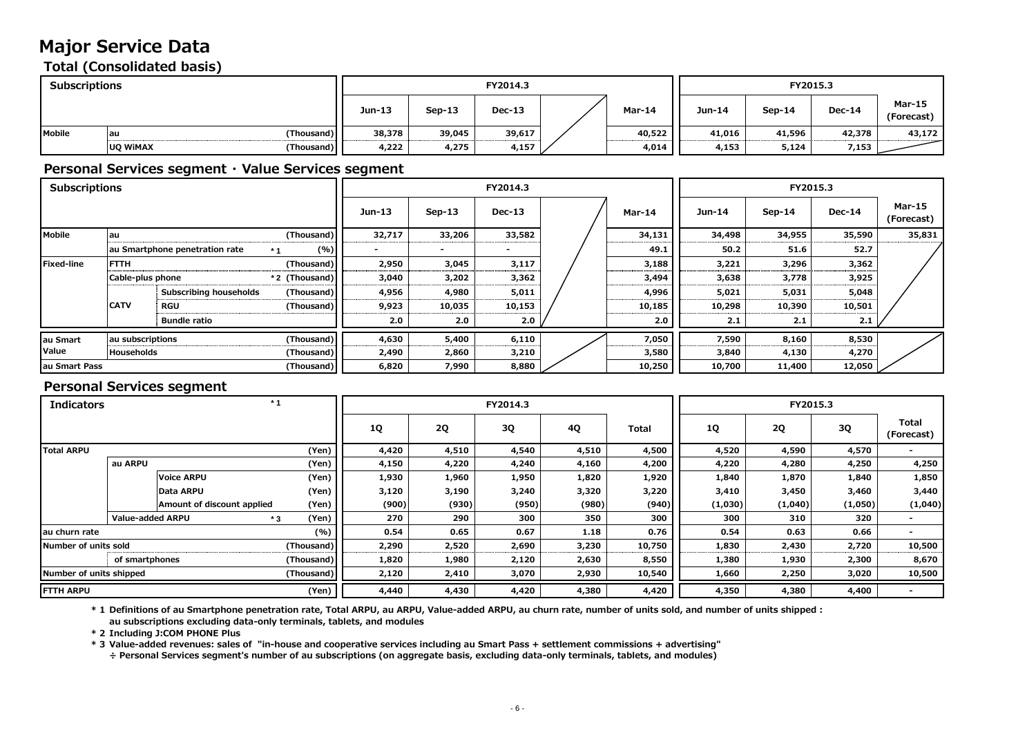# Major Service Data

## Total (Consolidated basis)

| Subscriptions | | | FY2014.3 Jun-13 | FY2014.3 Sep-13 | FY2014.3 Dec-13 | | FY2014.3 Mar-14 | FY2015.3 Jun-14 | FY2015.3 Sep-14 | FY2015.3 Dec-14 | FY2015.3 Mar-15 (Forecast) |
|---|---|---|---|---|---|---|---|---|---|---|---|
| Mobile | au | (Thousand) | 38,378 | 39,045 | 39,617 | | 40,522 | 41,016 | 41,596 | 42,378 | 43,172 |
| | UQ WiMAX | (Thousand) | 4,222 | 4,275 | 4,157 | | 4,014 | 4,153 | 5,124 | 7,153 | |

## Personal Services segment・Value Services segment

| Subscriptions | | | | FY2014.3 Jun-13 | FY2014.3 Sep-13 | FY2014.3 Dec-13 | | FY2014.3 Mar-14 | FY2015.3 Jun-14 | FY2015.3 Sep-14 | FY2015.3 Dec-14 | FY2015.3 Mar-15 (Forecast) |
|---|---|---|---|---|---|---|---|---|---|---|---|---|
| Mobile | au | | (Thousand) | 32,717 | 33,206 | 33,582 | | 34,131 | 34,498 | 34,955 | 35,590 | 35,831 |
| | au Smartphone penetration rate *1 | | (%) | - | - | - | | 49.1 | 50.2 | 51.6 | 52.7 | |
| Fixed-line | FTTH | | (Thousand) | 2,950 | 3,045 | 3,117 | | 3,188 | 3,221 | 3,296 | 3,362 | |
| | Cable-plus phone | | *2 (Thousand) | 3,040 | 3,202 | 3,362 | | 3,494 | 3,638 | 3,778 | 3,925 | |
| | CATV | Subscribing households | (Thousand) | 4,956 | 4,980 | 5,011 | | 4,996 | 5,021 | 5,031 | 5,048 | |
| | | RGU | (Thousand) | 9,923 | 10,035 | 10,153 | | 10,185 | 10,298 | 10,390 | 10,501 | |
| | | Bundle ratio | | 2.0 | 2.0 | 2.0 | | 2.0 | 2.1 | 2.1 | 2.1 | |
| au Smart Value | au subscriptions | | (Thousand) | 4,630 | 5,400 | 6,110 | | 7,050 | 7,590 | 8,160 | 8,530 | |
| | Households | | (Thousand) | 2,490 | 2,860 | 3,210 | | 3,580 | 3,840 | 4,130 | 4,270 | |
| au Smart Pass | | | (Thousand) | 6,820 | 7,990 | 8,880 | | 10,250 | 10,700 | 11,400 | 12,050 | |

## Personal Services segment

| Indicators *1 | | | | FY2014.3 1Q | FY2014.3 2Q | FY2014.3 3Q | FY2014.3 4Q | FY2014.3 Total | FY2015.3 1Q | FY2015.3 2Q | FY2015.3 3Q | FY2015.3 Total (Forecast) |
|---|---|---|---|---|---|---|---|---|---|---|---|---|
| Total ARPU | | | (Yen) | 4,420 | 4,510 | 4,540 | 4,510 | 4,500 | 4,520 | 4,590 | 4,570 | - |
| | au ARPU | | (Yen) | 4,150 | 4,220 | 4,240 | 4,160 | 4,200 | 4,220 | 4,280 | 4,250 | 4,250 |
| | | Voice ARPU | (Yen) | 1,930 | 1,960 | 1,950 | 1,820 | 1,920 | 1,840 | 1,870 | 1,840 | 1,850 |
| | | Data ARPU | (Yen) | 3,120 | 3,190 | 3,240 | 3,320 | 3,220 | 3,410 | 3,450 | 3,460 | 3,440 |
| | | Amount of discount applied | (Yen) | (900) | (930) | (950) | (980) | (940) | (1,030) | (1,040) | (1,050) | (1,040) |
| | Value-added ARPU *3 | | (Yen) | 270 | 290 | 300 | 350 | 300 | 300 | 310 | 320 | - |
| au churn rate | | | (%) | 0.54 | 0.65 | 0.67 | 1.18 | 0.76 | 0.54 | 0.63 | 0.66 | - |
| Number of units sold | | | (Thousand) | 2,290 | 2,520 | 2,690 | 3,230 | 10,750 | 1,830 | 2,430 | 2,720 | 10,500 |
| | of smartphones | | (Thousand) | 1,820 | 1,980 | 2,120 | 2,630 | 8,550 | 1,380 | 1,930 | 2,300 | 8,670 |
| Number of units shipped | | | (Thousand) | 2,120 | 2,410 | 3,070 | 2,930 | 10,540 | 1,660 | 2,250 | 3,020 | 10,500 |
| FTTH ARPU | | | (Yen) | 4,440 | 4,430 | 4,420 | 4,380 | 4,420 | 4,350 | 4,380 | 4,400 | - |

* 1 Definitions of au Smartphone penetration rate, Total ARPU, au ARPU, Value-added ARPU, au churn rate, number of units sold, and number of units shipped :
au subscriptions excluding data-only terminals, tablets, and modules

* 2 Including J:COM PHONE Plus

* 3 Value-added revenues: sales of "in-house and cooperative services including au Smart Pass + settlement commissions + advertising"
÷ Personal Services segment's number of au subscriptions (on aggregate basis, excluding data-only terminals, tablets, and modules)